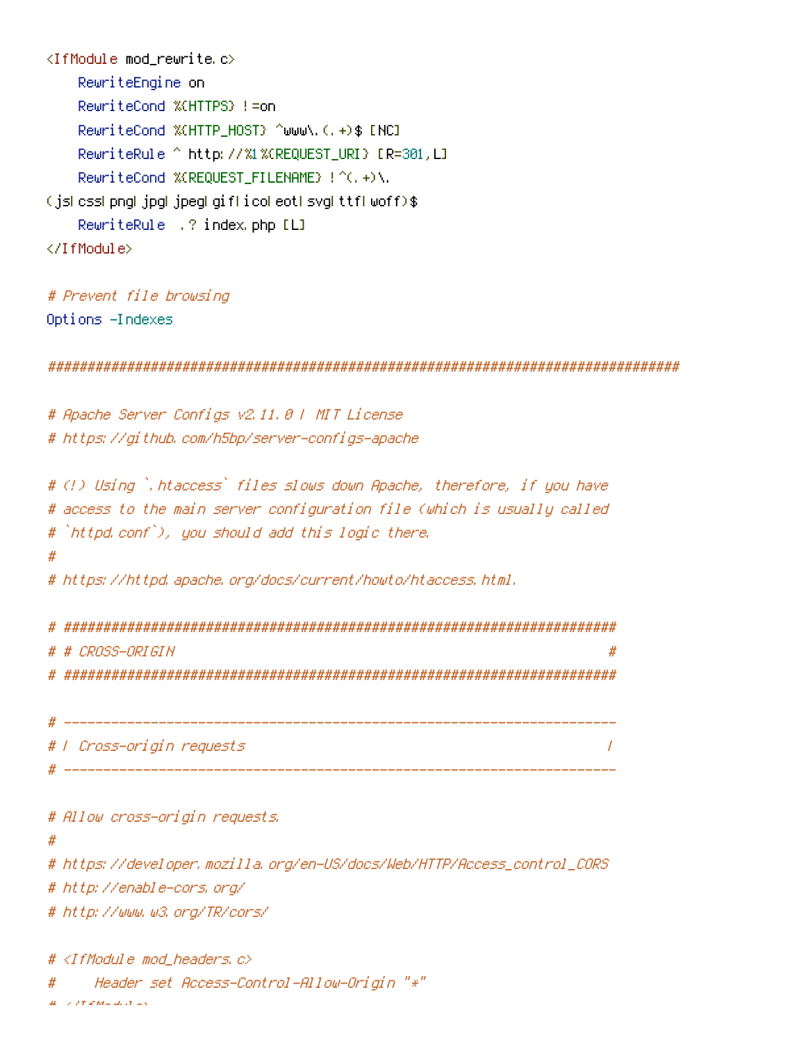```
<IfModule mod_rewrite.c>
    RewriteEngine on
    RewriteCond %{HTTPS} !=on
    RewriteCond %{HTTP_HOST} ^www\.(.+)$ [NC]
    RewriteRule ^ http://%1%{REQUEST_URI} [R=301,L]
    RewriteCond %{REQUEST_FILENAME} !^(.+)\.
(js|css|png|jpg|jpeg|gif|ico|eot|svg|ttf|woff)$
    RewriteRule  .? index.php [L]
</IfModule>

# Prevent file browsing
Options -Indexes

##################################################################################

# Apache Server Configs v2.11.0 | MIT License
# https://github.com/h5bp/server-configs-apache

# (!) Using `.htaccess` files slows down Apache, therefore, if you have
# access to the main server configuration file (which is usually called
# `httpd.conf`), you should add this logic there.
#
# https://httpd.apache.org/docs/current/howto/htaccess.html.

# ######################################################################
# # CROSS-ORIGIN                                                       #
# ######################################################################

# ----------------------------------------------------------------------
# | Cross-origin requests                                              |
# ----------------------------------------------------------------------

# Allow cross-origin requests.
#
# https://developer.mozilla.org/en-US/docs/Web/HTTP/Access_control_CORS
# http://enable-cors.org/
# http://www.w3.org/TR/cors/

# <IfModule mod_headers.c>
#     Header set Access-Control-Allow-Origin "*"
# </IfModule>
```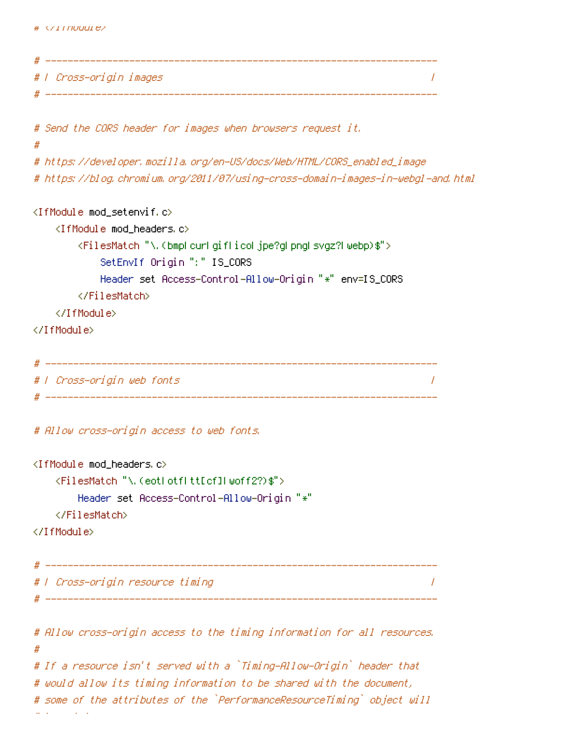```
# </IfModule>

# ----------------------------------------------------------------------
# | Cross-origin images                                                |
# ----------------------------------------------------------------------

# Send the CORS header for images when browsers request it.
#
# https://developer.mozilla.org/en-US/docs/Web/HTML/CORS_enabled_image
# https://blog.chromium.org/2011/07/using-cross-domain-images-in-webgl-and.html

<IfModule mod_setenvif.c>
    <IfModule mod_headers.c>
        <FilesMatch "\.(bmp|cur|gif|ico|jpe?g|png|svgz?|webp)$">
            SetEnvIf Origin ":" IS_CORS
            Header set Access-Control-Allow-Origin "*" env=IS_CORS
        </FilesMatch>
    </IfModule>
</IfModule>

# ----------------------------------------------------------------------
# | Cross-origin web fonts                                             |
# ----------------------------------------------------------------------

# Allow cross-origin access to web fonts.

<IfModule mod_headers.c>
    <FilesMatch "\.(eot|otf|tt[cf]|woff2?)$">
        Header set Access-Control-Allow-Origin "*"
    </FilesMatch>
</IfModule>

# ----------------------------------------------------------------------
# | Cross-origin resource timing                                       |
# ----------------------------------------------------------------------

# Allow cross-origin access to the timing information for all resources.
#
# If a resource isn't served with a `Timing-Allow-Origin` header that
# would allow its timing information to be shared with the document,
# some of the attributes of the `PerformanceResourceTiming` object will
```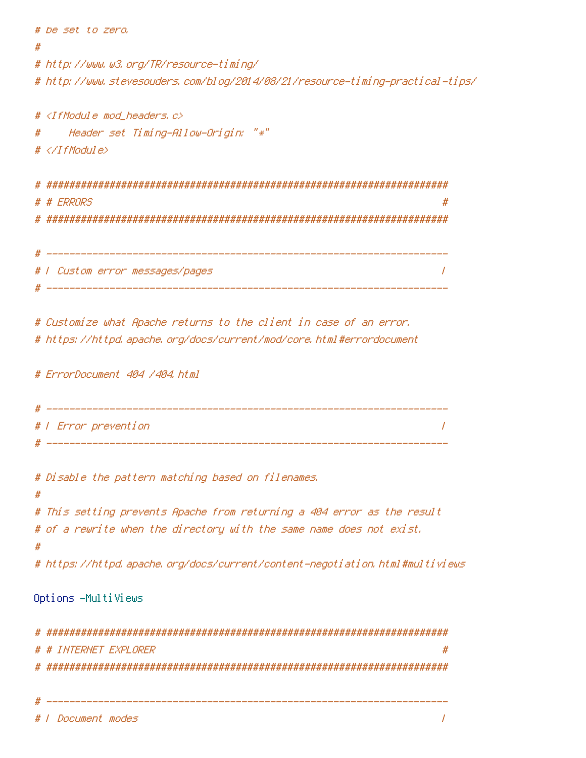```
# be set to zero.
#
# http://www.w3.org/TR/resource-timing/
# http://www.stevesouders.com/blog/2014/08/21/resource-timing-practical-tips/

# <IfModule mod_headers.c>
#     Header set Timing-Allow-Origin: "*"
# </IfModule>

# ##########################################################################
# # ERRORS                                                                 #
# ##########################################################################

# ------------------------------------------------------------------------
# | Custom error messages/pages                                          |
# ------------------------------------------------------------------------

# Customize what Apache returns to the client in case of an error.
# https://httpd.apache.org/docs/current/mod/core.html#errordocument

# ErrorDocument 404 /404.html

# ------------------------------------------------------------------------
# | Error prevention                                                     |
# ------------------------------------------------------------------------

# Disable the pattern matching based on filenames.
#
# This setting prevents Apache from returning a 404 error as the result
# of a rewrite when the directory with the same name does not exist.
#
# https://httpd.apache.org/docs/current/content-negotiation.html#multiviews

Options -MultiViews

# ##########################################################################
# # INTERNET EXPLORER                                                      #
# ##########################################################################

# ------------------------------------------------------------------------
# | Document modes                                                       |
```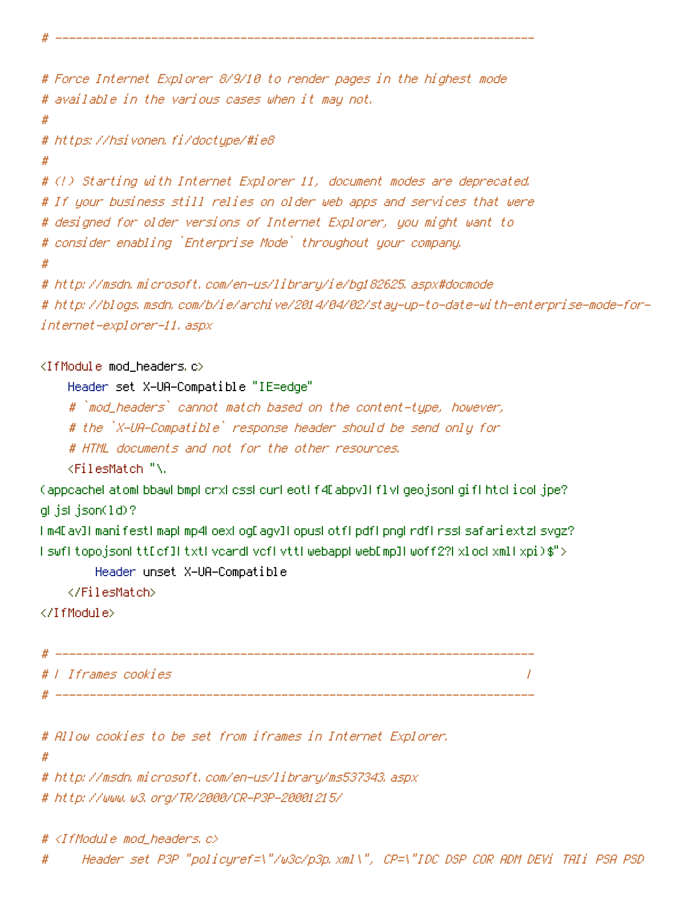```
# ----------------------------------------------------------------------

# Force Internet Explorer 8/9/10 to render pages in the highest mode
# available in the various cases when it may not.
#
# https://hsivonen.fi/doctype/#ie8
#
# (!) Starting with Internet Explorer 11, document modes are deprecated.
# If your business still relies on older web apps and services that were
# designed for older versions of Internet Explorer, you might want to
# consider enabling `Enterprise Mode` throughout your company.
#
# http://msdn.microsoft.com/en-us/library/ie/bg182625.aspx#docmode
# http://blogs.msdn.com/b/ie/archive/2014/04/02/stay-up-to-date-with-enterprise-mode-for-
internet-explorer-11.aspx

<IfModule mod_headers.c>
    Header set X-UA-Compatible "IE=edge"
    # `mod_headers` cannot match based on the content-type, however,
    # the `X-UA-Compatible` response header should be send only for
    # HTML documents and not for the other resources.
    <FilesMatch "\.
(appcache|atom|bbaw|bmp|crx|css|cur|eot|f4[abpv]|flv|geojson|gif|htc|ico|jpe?
g|js|json(ld)?
|m4[av]|manifest|map|mp4|oex|og[agv]|opus|otf|pdf|png|rdf|rss|safariextz|svgz?
|swf|topojson|tt[cf]|txt|vcard|vcf|vtt|webapp|web[mp]|woff2?|xloc|xml|xpi)$">
        Header unset X-UA-Compatible
    </FilesMatch>
</IfModule>

# ----------------------------------------------------------------------
# | Iframes cookies                                                    |
# ----------------------------------------------------------------------

# Allow cookies to be set from iframes in Internet Explorer.
#
# http://msdn.microsoft.com/en-us/library/ms537343.aspx
# http://www.w3.org/TR/2000/CR-P3P-20001215/

# <IfModule mod_headers.c>
#     Header set P3P "policyref=\"/w3c/p3p.xml\", CP=\"IDC DSP COR ADM DEVi TAIi PSA PSD
```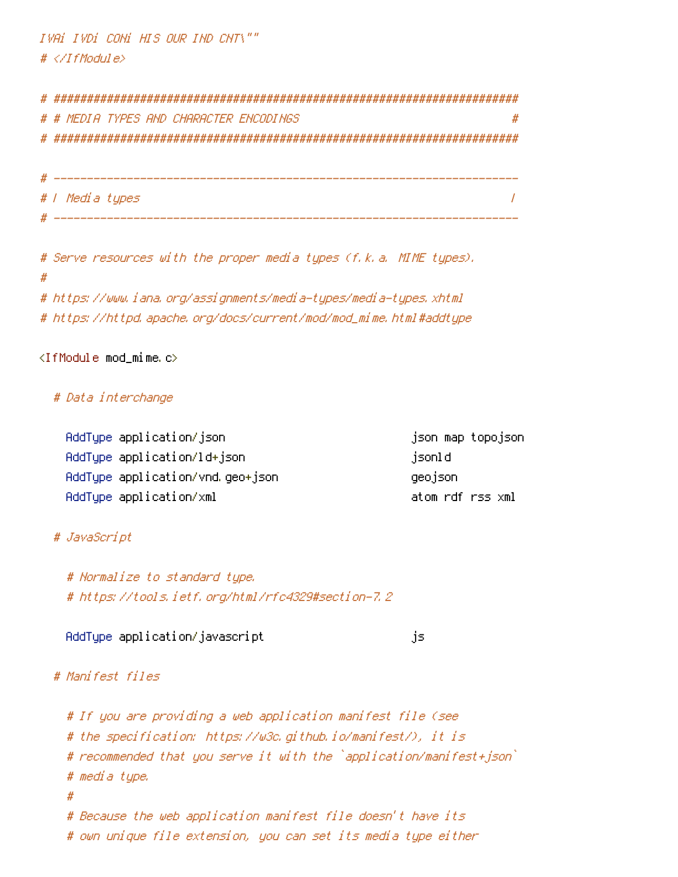```
IVAi IVDi CONi HIS OUR IND CNT\""
# </IfModule>

# ######################################################################
# # MEDIA TYPES AND CHARACTER ENCODINGS                                #
# ######################################################################

# ----------------------------------------------------------------------
# | Media types                                                        |
# ----------------------------------------------------------------------

# Serve resources with the proper media types (f.k.a. MIME types).
#
# https://www.iana.org/assignments/media-types/media-types.xhtml
# https://httpd.apache.org/docs/current/mod/mod_mime.html#addtype

<IfModule mod_mime.c>

  # Data interchange

    AddType application/json                            json map topojson
    AddType application/ld+json                         jsonld
    AddType application/vnd.geo+json                    geojson
    AddType application/xml                             atom rdf rss xml

  # JavaScript

    # Normalize to standard type.
    # https://tools.ietf.org/html/rfc4329#section-7.2

    AddType application/javascript                      js

  # Manifest files

    # If you are providing a web application manifest file (see
    # the specification: https://w3c.github.io/manifest/), it is
    # recommended that you serve it with the `application/manifest+json`
    # media type.
    #
    # Because the web application manifest file doesn't have its
    # own unique file extension, you can set its media type either
```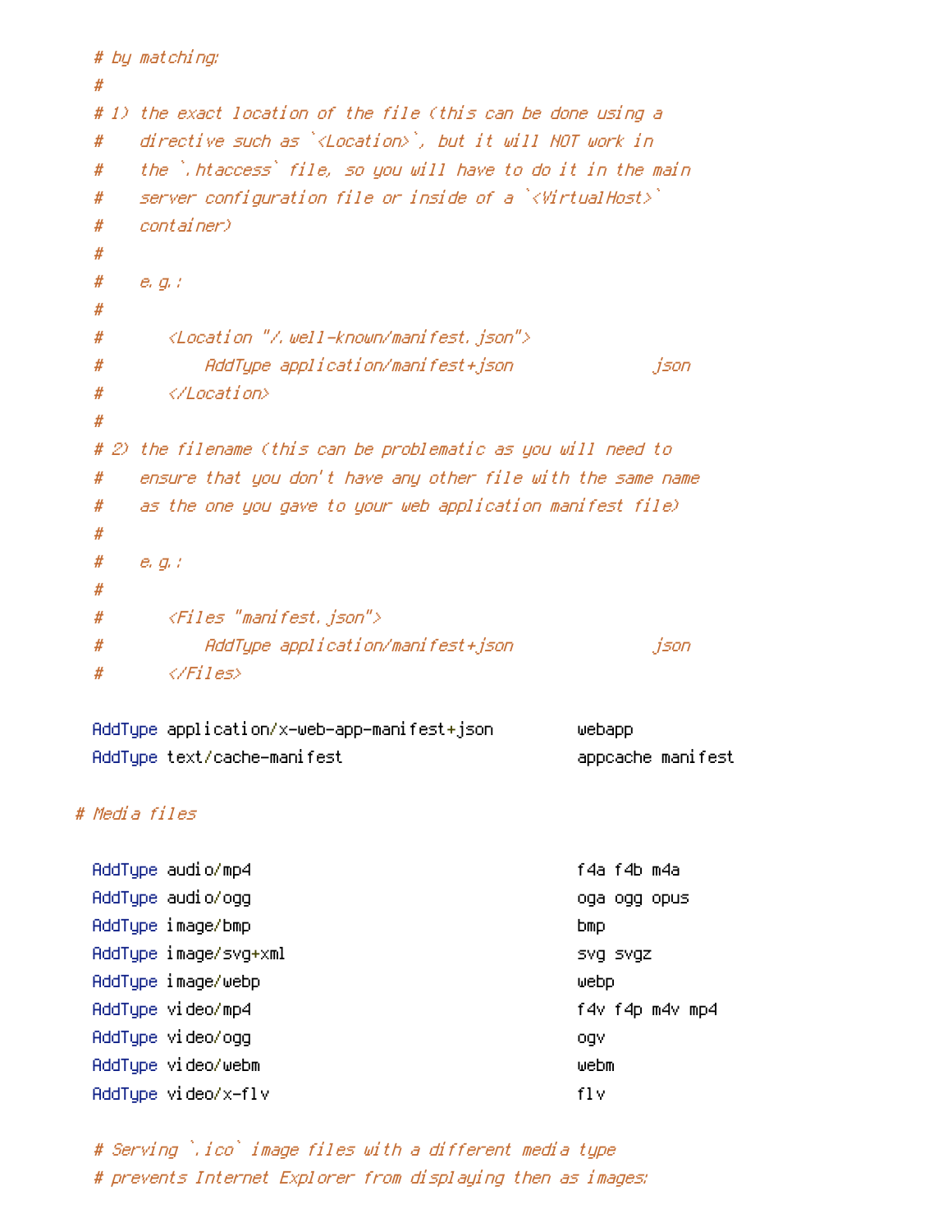```
    # by matching:
    #
    # 1) the exact location of the file (this can be done using a
    #    directive such as `<Location>`, but it will NOT work in
    #    the `.htaccess` file, so you will have to do it in the main
    #    server configuration file or inside of a `<VirtualHost>`
    #    container)
    #
    #    e.g.:
    #
    #       <Location "/.well-known/manifest.json">
    #           AddType application/manifest+json               json
    #       </Location>
    #
    # 2) the filename (this can be problematic as you will need to
    #    ensure that you don't have any other file with the same name
    #    as the one you gave to your web application manifest file)
    #
    #    e.g.:
    #
    #       <Files "manifest.json">
    #           AddType application/manifest+json               json
    #       </Files>

    AddType application/x-web-app-manifest+json         webapp
    AddType text/cache-manifest                         appcache manifest

  # Media files

    AddType audio/mp4                                   f4a f4b m4a
    AddType audio/ogg                                   oga ogg opus
    AddType image/bmp                                   bmp
    AddType image/svg+xml                               svg svgz
    AddType image/webp                                  webp
    AddType video/mp4                                   f4v f4p m4v mp4
    AddType video/ogg                                   ogv
    AddType video/webm                                  webm
    AddType video/x-flv                                 flv

    # Serving `.ico` image files with a different media type
    # prevents Internet Explorer from displaying then as images:
```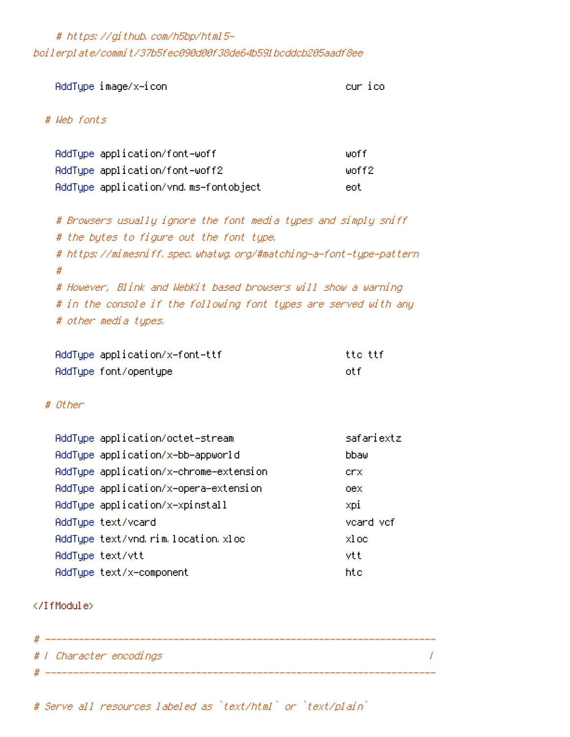```
    # https://github.com/h5bp/html5-
boilerplate/commit/37b5fec090d00f38de64b591bcddcb205aadf8ee

    AddType image/x-icon                                cur ico

  # Web fonts

    AddType application/font-woff                       woff
    AddType application/font-woff2                      woff2
    AddType application/vnd.ms-fontobject               eot

    # Browsers usually ignore the font media types and simply sniff
    # the bytes to figure out the font type.
    # https://mimesniff.spec.whatwg.org/#matching-a-font-type-pattern
    #
    # However, Blink and WebKit based browsers will show a warning
    # in the console if the following font types are served with any
    # other media types.

    AddType application/x-font-ttf                      ttc ttf
    AddType font/opentype                               otf

  # Other

    AddType application/octet-stream                    safariextz
    AddType application/x-bb-appworld                   bbaw
    AddType application/x-chrome-extension              crx
    AddType application/x-opera-extension               oex
    AddType application/x-xpinstall                     xpi
    AddType text/vcard                                  vcard vcf
    AddType text/vnd.rim.location.xloc                  xloc
    AddType text/vtt                                    vtt
    AddType text/x-component                            htc

</IfModule>

# ----------------------------------------------------------------------
# | Character encodings                                                |
# ----------------------------------------------------------------------

# Serve all resources labeled as `text/html` or `text/plain`
```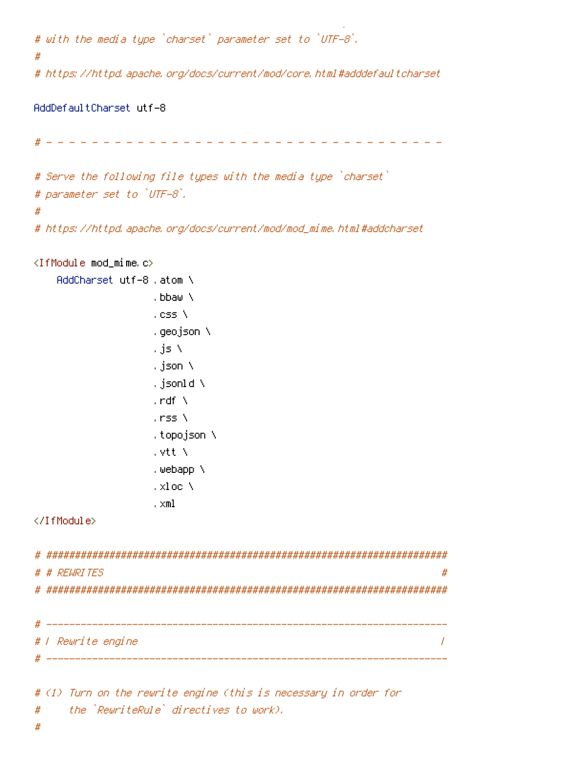```
# with the media type `charset` parameter set to `UTF-8`.
#
# https://httpd.apache.org/docs/current/mod/core.html#adddefaultcharset

AddDefaultCharset utf-8

# - - - - - - - - - - - - - - - - - - - - - - - - - - - - - - - - - -

# Serve the following file types with the media type `charset`
# parameter set to `UTF-8`.
#
# https://httpd.apache.org/docs/current/mod/mod_mime.html#addcharset

<IfModule mod_mime.c>
    AddCharset utf-8 .atom \
                     .bbaw \
                     .css \
                     .geojson \
                     .js \
                     .json \
                     .jsonld \
                     .rdf \
                     .rss \
                     .topojson \
                     .vtt \
                     .webapp \
                     .xloc \
                     .xml
</IfModule>

# ######################################################################
# # REWRITES                                                           #
# ######################################################################

# ----------------------------------------------------------------------
# | Rewrite engine                                                     |
# ----------------------------------------------------------------------

# (1) Turn on the rewrite engine (this is necessary in order for
#     the `RewriteRule` directives to work).
#
```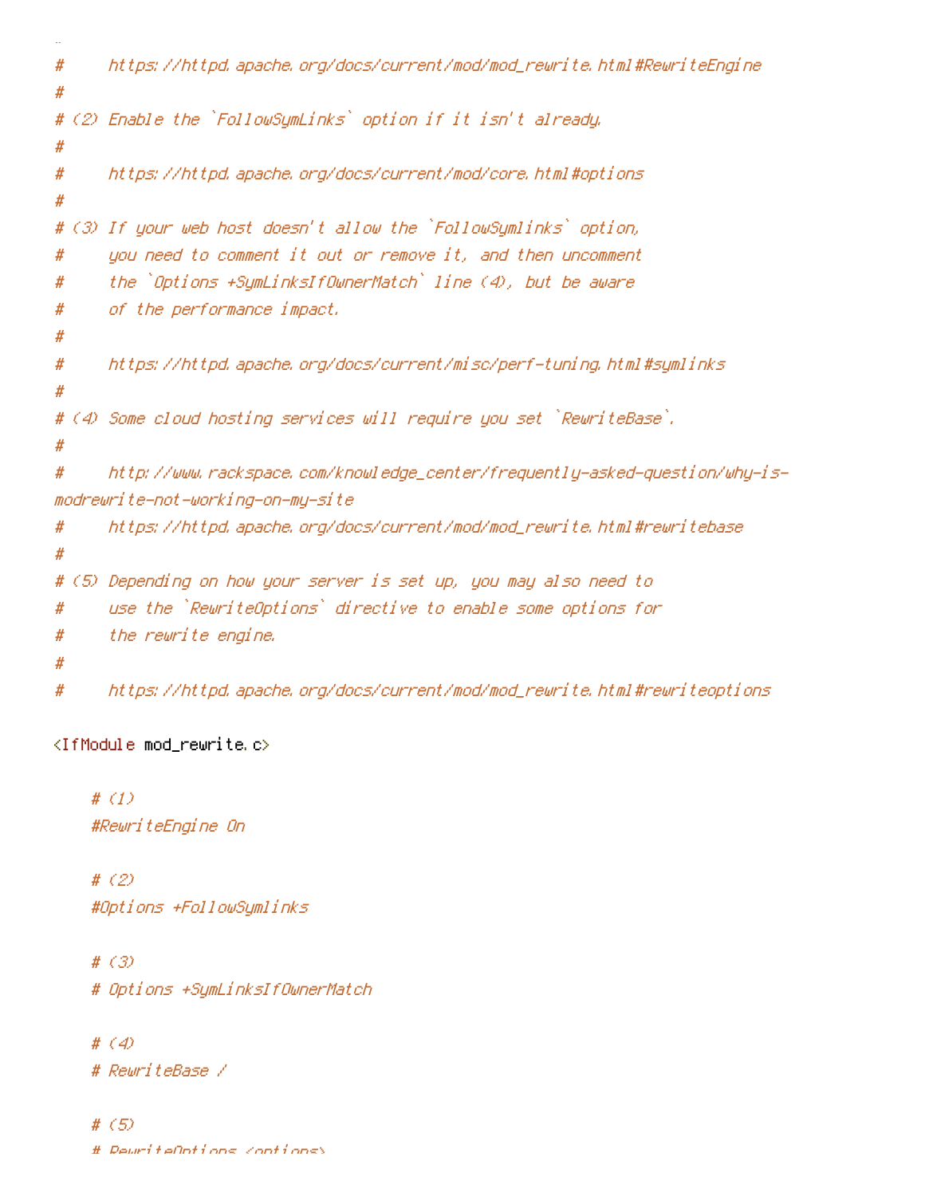```
#     https://httpd.apache.org/docs/current/mod/mod_rewrite.html#RewriteEngine
#
# (2) Enable the `FollowSymLinks` option if it isn't already.
#
#     https://httpd.apache.org/docs/current/mod/core.html#options
#
# (3) If your web host doesn't allow the `FollowSymlinks` option,
#     you need to comment it out or remove it, and then uncomment
#     the `Options +SymLinksIfOwnerMatch` line (4), but be aware
#     of the performance impact.
#
#     https://httpd.apache.org/docs/current/misc/perf-tuning.html#symlinks
#
# (4) Some cloud hosting services will require you set `RewriteBase`.
#
#     http://www.rackspace.com/knowledge_center/frequently-asked-question/why-is-modrewrite-not-working-on-my-site
#     https://httpd.apache.org/docs/current/mod/mod_rewrite.html#rewritebase
#
# (5) Depending on how your server is set up, you may also need to
#     use the `RewriteOptions` directive to enable some options for
#     the rewrite engine.
#
#     https://httpd.apache.org/docs/current/mod/mod_rewrite.html#rewriteoptions

<IfModule mod_rewrite.c>

    # (1)
    #RewriteEngine On

    # (2)
    #Options +FollowSymlinks

    # (3)
    # Options +SymLinksIfOwnerMatch

    # (4)
    # RewriteBase /

    # (5)
    # RewriteOptions <options>
```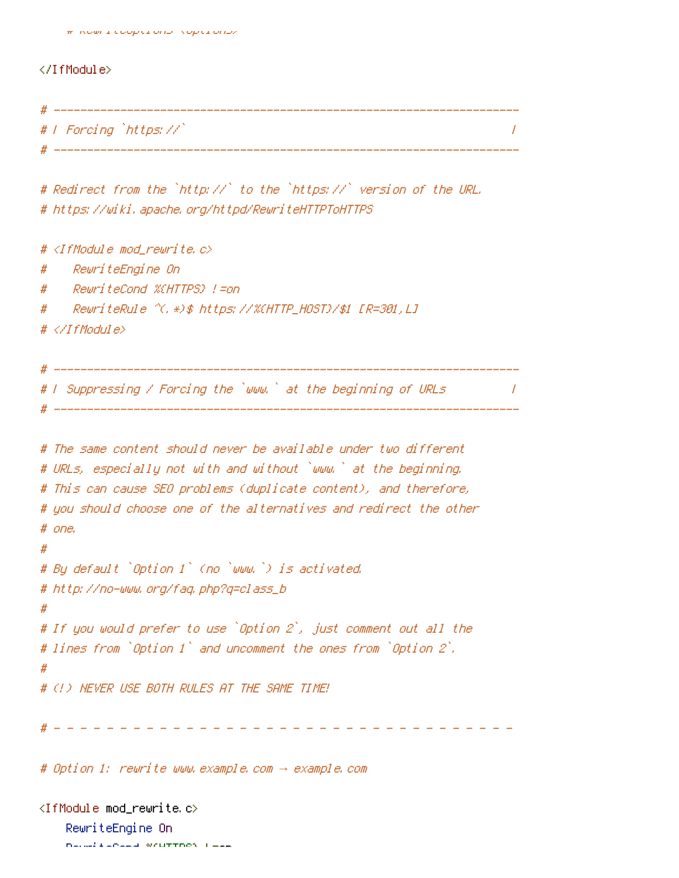```
    # RewriteOptions <options>

</IfModule>

# ----------------------------------------------------------------------
# | Forcing `https://`                                                 |
# ----------------------------------------------------------------------

# Redirect from the `http://` to the `https://` version of the URL.
# https://wiki.apache.org/httpd/RewriteHTTPToHTTPS

# <IfModule mod_rewrite.c>
#    RewriteEngine On
#    RewriteCond %{HTTPS} !=on
#    RewriteRule ^(.*)$ https://%{HTTP_HOST}/$1 [R=301,L]
# </IfModule>

# ----------------------------------------------------------------------
# | Suppressing / Forcing the `www.` at the beginning of URLs          |
# ----------------------------------------------------------------------

# The same content should never be available under two different
# URLs, especially not with and without `www.` at the beginning.
# This can cause SEO problems (duplicate content), and therefore,
# you should choose one of the alternatives and redirect the other
# one.
#
# By default `Option 1` (no `www.`) is activated.
# http://no-www.org/faq.php?q=class_b
#
# If you would prefer to use `Option 2`, just comment out all the
# lines from `Option 1` and uncomment the ones from `Option 2`.
#
# (!) NEVER USE BOTH RULES AT THE SAME TIME!

# - - - - - - - - - - - - - - - - - - - - - - - - - - - - - - - - - - -

# Option 1: rewrite www.example.com → example.com

<IfModule mod_rewrite.c>
    RewriteEngine On
    RewriteCond %{HTTPS} !=on
```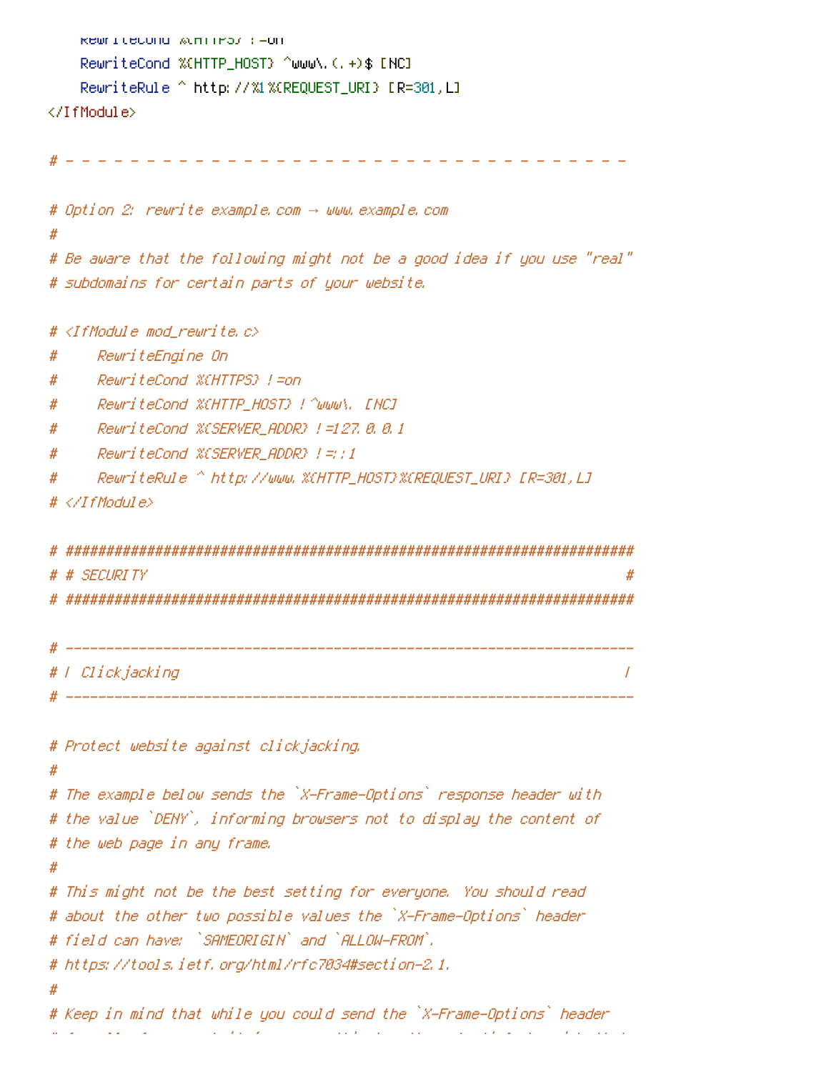```
    RewriteCond %{HTTPS} !=on
    RewriteCond %{HTTP_HOST} ^www\.(.+)$ [NC]
    RewriteRule ^ http://%1%{REQUEST_URI} [R=301,L]
</IfModule>

# - - - - - - - - - - - - - - - - - - - - - - - - - - - - - - - - - - -

# Option 2: rewrite example.com → www.example.com
#
# Be aware that the following might not be a good idea if you use "real"
# subdomains for certain parts of your website.

# <IfModule mod_rewrite.c>
#     RewriteEngine On
#     RewriteCond %{HTTPS} !=on
#     RewriteCond %{HTTP_HOST} !^www\. [NC]
#     RewriteCond %{SERVER_ADDR} !=127.0.0.1
#     RewriteCond %{SERVER_ADDR} !=::1
#     RewriteRule ^ http://www.%{HTTP_HOST}%{REQUEST_URI} [R=301,L]
# </IfModule>

# ######################################################################
# # SECURITY                                                           #
# ######################################################################

# ----------------------------------------------------------------------
# | Clickjacking                                                       |
# ----------------------------------------------------------------------

# Protect website against clickjacking.
#
# The example below sends the `X-Frame-Options` response header with
# the value `DENY`, informing browsers not to display the content of
# the web page in any frame.
#
# This might not be the best setting for everyone. You should read
# about the other two possible values the `X-Frame-Options` header
# field can have: `SAMEORIGIN` and `ALLOW-FROM`.
# https://tools.ietf.org/html/rfc7034#section-2.1.
#
# Keep in mind that while you could send the `X-Frame-Options` header
```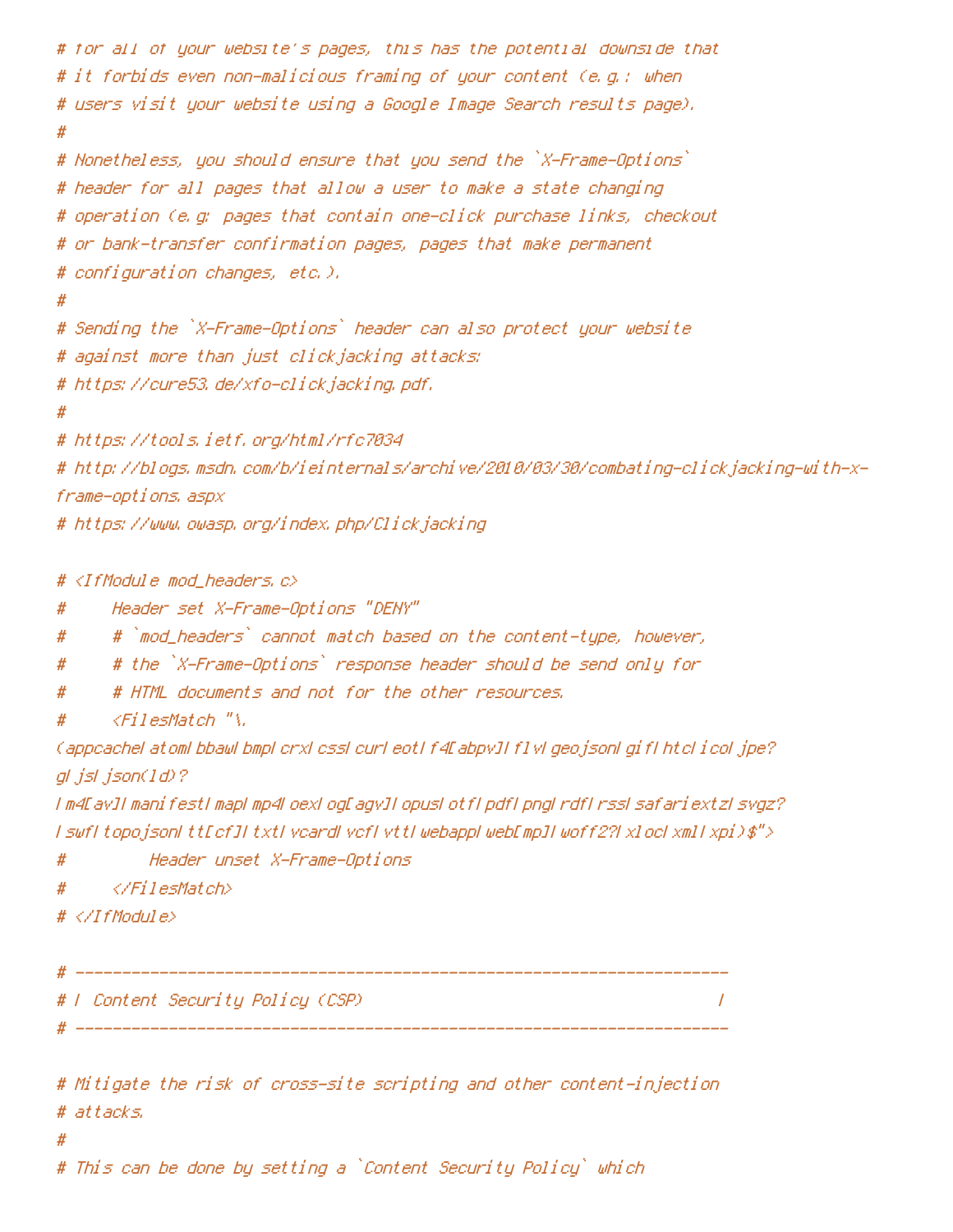```
# for all of your website's pages, this has the potential downside that
# it forbids even non-malicious framing of your content (e.g.: when
# users visit your website using a Google Image Search results page).
#
# Nonetheless, you should ensure that you send the `X-Frame-Options`
# header for all pages that allow a user to make a state changing
# operation (e.g: pages that contain one-click purchase links, checkout
# or bank-transfer confirmation pages, pages that make permanent
# configuration changes, etc.).
#
# Sending the `X-Frame-Options` header can also protect your website
# against more than just clickjacking attacks:
# https://cure53.de/xfo-clickjacking.pdf.
#
# https://tools.ietf.org/html/rfc7034
# http://blogs.msdn.com/b/ieinternals/archive/2010/03/30/combating-clickjacking-with-x-
frame-options.aspx
# https://www.owasp.org/index.php/Clickjacking

# <IfModule mod_headers.c>
#     Header set X-Frame-Options "DENY"
#     # `mod_headers` cannot match based on the content-type, however,
#     # the `X-Frame-Options` response header should be send only for
#     # HTML documents and not for the other resources.
#     <FilesMatch "\.
(appcache|atom|bbaw|bmp|crx|css|cur|eot|f4[abpv]|flv|geojson|gif|htc|ico|jpe?
g|js|json(ld)?
|m4[av]|manifest|map|mp4|oex|og[agv]|opus|otf|pdf|png|rdf|rss|safariextz|svgz?
|swf|topojson|tt[cf]|txt|vcard|vcf|vtt|webapp|web[mp]|woff2?|xloc|xml|xpi)$">
#         Header unset X-Frame-Options
#     </FilesMatch>
# </IfModule>

# ----------------------------------------------------------------------
# | Content Security Policy (CSP)                                      |
# ----------------------------------------------------------------------

# Mitigate the risk of cross-site scripting and other content-injection
# attacks.
#
# This can be done by setting a `Content Security Policy` which
```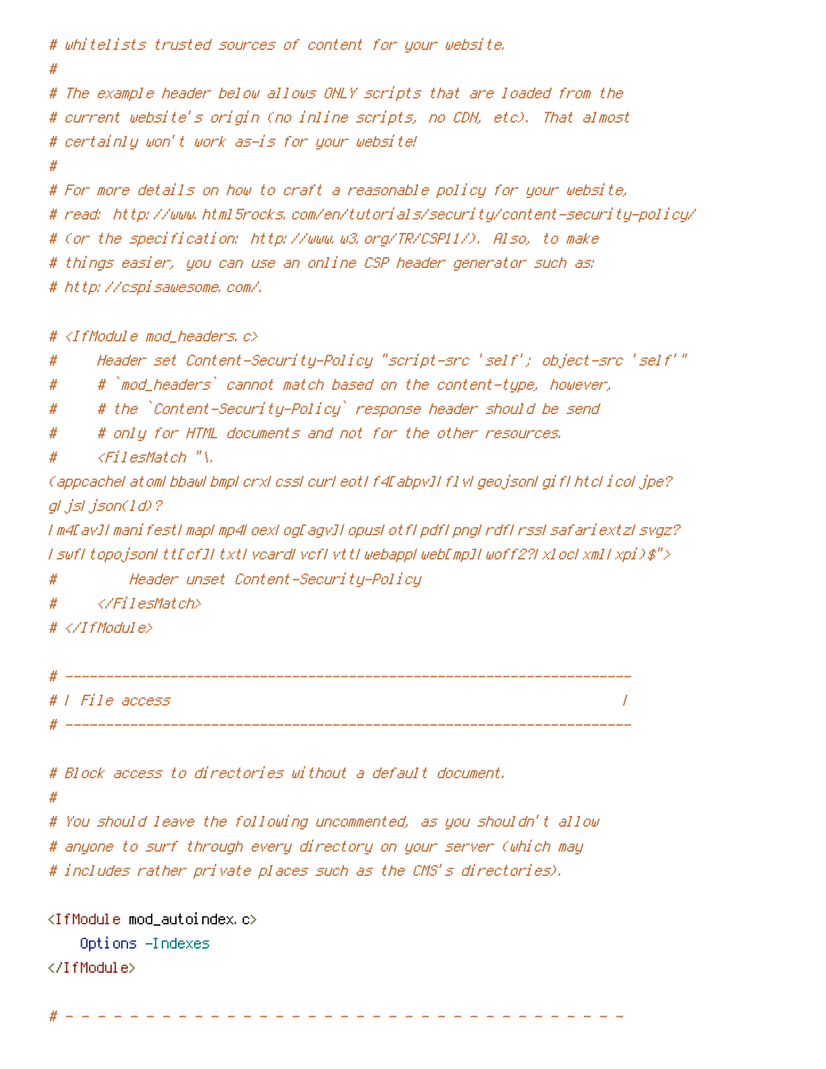```
# whitelists trusted sources of content for your website.
#
# The example header below allows ONLY scripts that are loaded from the
# current website's origin (no inline scripts, no CDN, etc). That almost
# certainly won't work as-is for your website!
#
# For more details on how to craft a reasonable policy for your website,
# read: http://www.html5rocks.com/en/tutorials/security/content-security-policy/
# (or the specification: http://www.w3.org/TR/CSP11/). Also, to make
# things easier, you can use an online CSP header generator such as:
# http://cspisawesome.com/.

# <IfModule mod_headers.c>
#     Header set Content-Security-Policy "script-src 'self'; object-src 'self'"
#     # `mod_headers` cannot match based on the content-type, however,
#     # the `Content-Security-Policy` response header should be send
#     # only for HTML documents and not for the other resources.
#     <FilesMatch "\.
(appcache|atom|bbaw|bmp|crx|css|cur|eot|f4[abpv]|flv|geojson|gif|htc|ico|jpe?
g|js|json(ld)?
|m4[av]|manifest|map|mp4|oex|og[agv]|opus|otf|pdf|png|rdf|rss|safariextz|svgz?
|swf|topojson|tt[cf]|txt|vcard|vcf|vtt|webapp|web[mp]|woff2?|xloc|xml|xpi)$">
#         Header unset Content-Security-Policy
#     </FilesMatch>
# </IfModule>

# ----------------------------------------------------------------------
# | File access                                                        |
# ----------------------------------------------------------------------

# Block access to directories without a default document.
#
# You should leave the following uncommented, as you shouldn't allow
# anyone to surf through every directory on your server (which may
# includes rather private places such as the CMS's directories).

<IfModule mod_autoindex.c>
    Options -Indexes
</IfModule>

# - - - - - - - - - - - - - - - - - - - - - - - - - - - - - - - - - - - -
```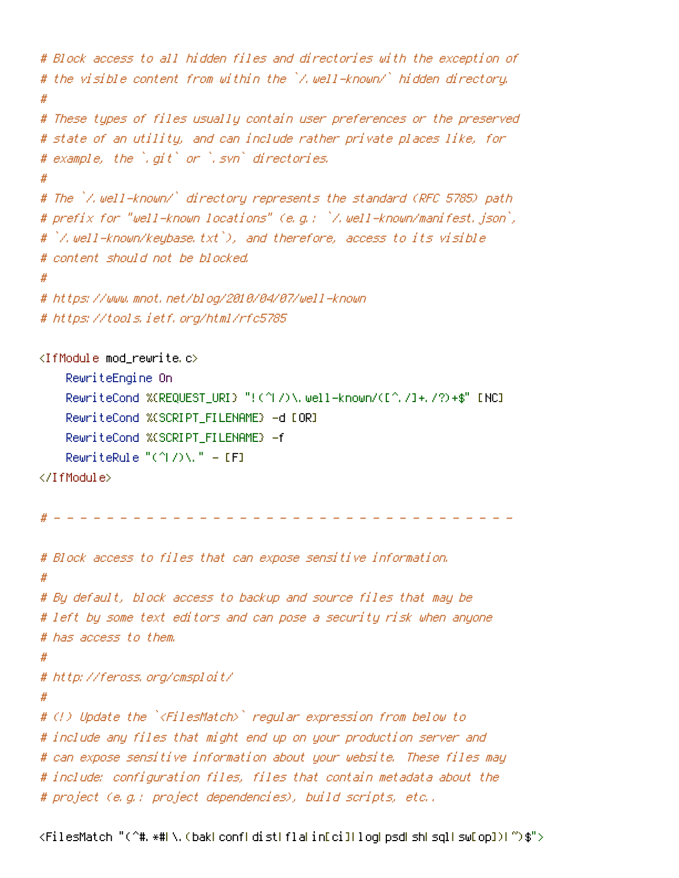```
# Block access to all hidden files and directories with the exception of
# the visible content from within the `/.well-known/` hidden directory.
#
# These types of files usually contain user preferences or the preserved
# state of an utility, and can include rather private places like, for
# example, the `.git` or `.svn` directories.
#
# The `/.well-known/` directory represents the standard (RFC 5785) path
# prefix for "well-known locations" (e.g.: `/.well-known/manifest.json`,
# `/.well-known/keybase.txt`), and therefore, access to its visible
# content should not be blocked.
#
# https://www.mnot.net/blog/2010/04/07/well-known
# https://tools.ietf.org/html/rfc5785

<IfModule mod_rewrite.c>
    RewriteEngine On
    RewriteCond %{REQUEST_URI} "!(^|/)\.well-known/([^./]+./?)+$" [NC]
    RewriteCond %{SCRIPT_FILENAME} -d [OR]
    RewriteCond %{SCRIPT_FILENAME} -f
    RewriteRule "(^|/)\." - [F]
</IfModule>

# - - - - - - - - - - - - - - - - - - - - - - - - - - - - - - - - - - -

# Block access to files that can expose sensitive information.
#
# By default, block access to backup and source files that may be
# left by some text editors and can pose a security risk when anyone
# has access to them.
#
# http://feross.org/cmsploit/
#
# (!) Update the `<FilesMatch>` regular expression from below to
# include any files that might end up on your production server and
# can expose sensitive information about your website. These files may
# include: configuration files, files that contain metadata about the
# project (e.g.: project dependencies), build scripts, etc..

<FilesMatch "(^#.*#|\.(bak|conf|dist|fla|in[ci]|log|psd|sh|sql|sw[op])|~)$">
```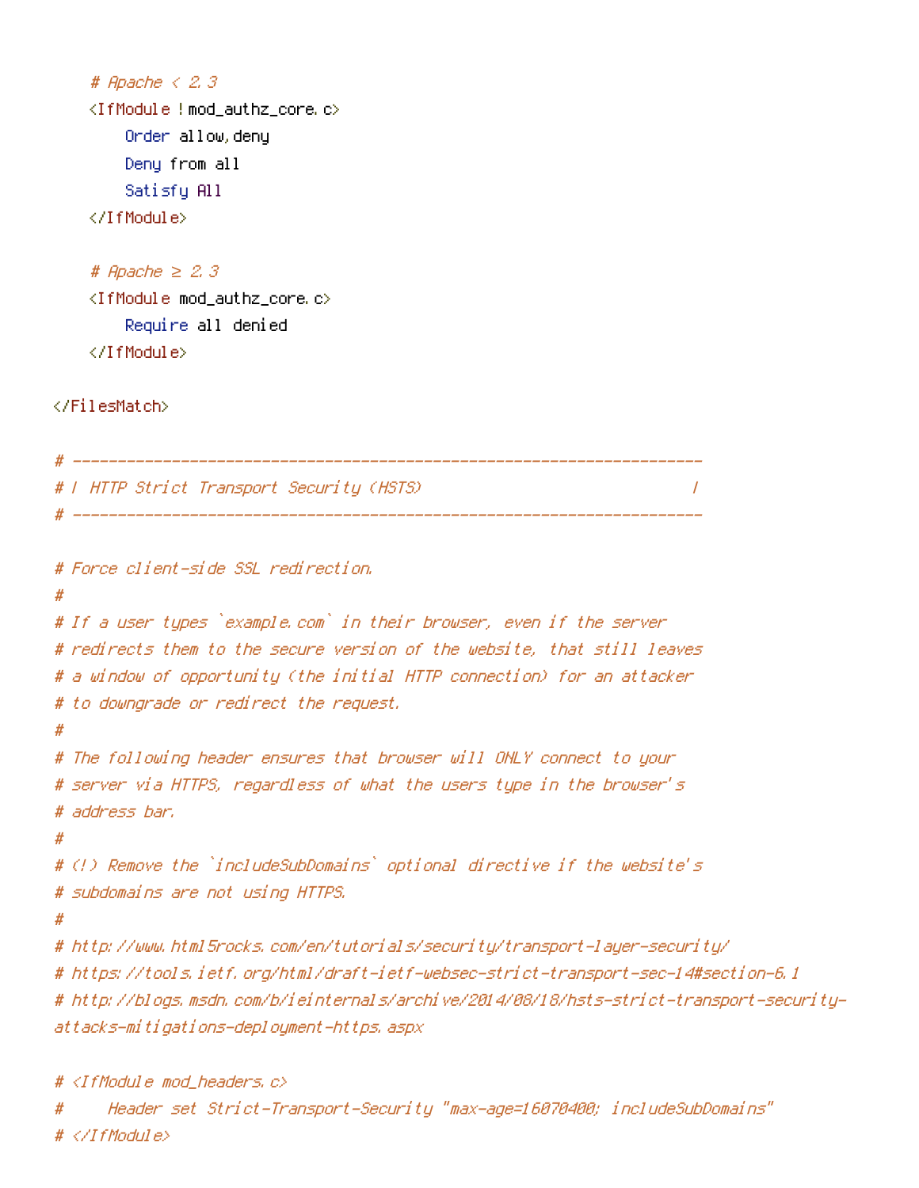```
    # Apache < 2.3
    <IfModule !mod_authz_core.c>
        Order allow,deny
        Deny from all
        Satisfy All
    </IfModule>

    # Apache ≥ 2.3
    <IfModule mod_authz_core.c>
        Require all denied
    </IfModule>

</FilesMatch>

# ------------------------------------------------------------------------
# | HTTP Strict Transport Security (HSTS)                                |
# ------------------------------------------------------------------------

# Force client-side SSL redirection.
#
# If a user types `example.com` in their browser, even if the server
# redirects them to the secure version of the website, that still leaves
# a window of opportunity (the initial HTTP connection) for an attacker
# to downgrade or redirect the request.
#
# The following header ensures that browser will ONLY connect to your
# server via HTTPS, regardless of what the users type in the browser's
# address bar.
#
# (!) Remove the `includeSubDomains` optional directive if the website's
# subdomains are not using HTTPS.
#
# http://www.html5rocks.com/en/tutorials/security/transport-layer-security/
# https://tools.ietf.org/html/draft-ietf-websec-strict-transport-sec-14#section-6.1
# http://blogs.msdn.com/b/ieinternals/archive/2014/08/18/hsts-strict-transport-security-attacks-mitigations-deployment-https.aspx

# <IfModule mod_headers.c>
#     Header set Strict-Transport-Security "max-age=16070400; includeSubDomains"
# </IfModule>
```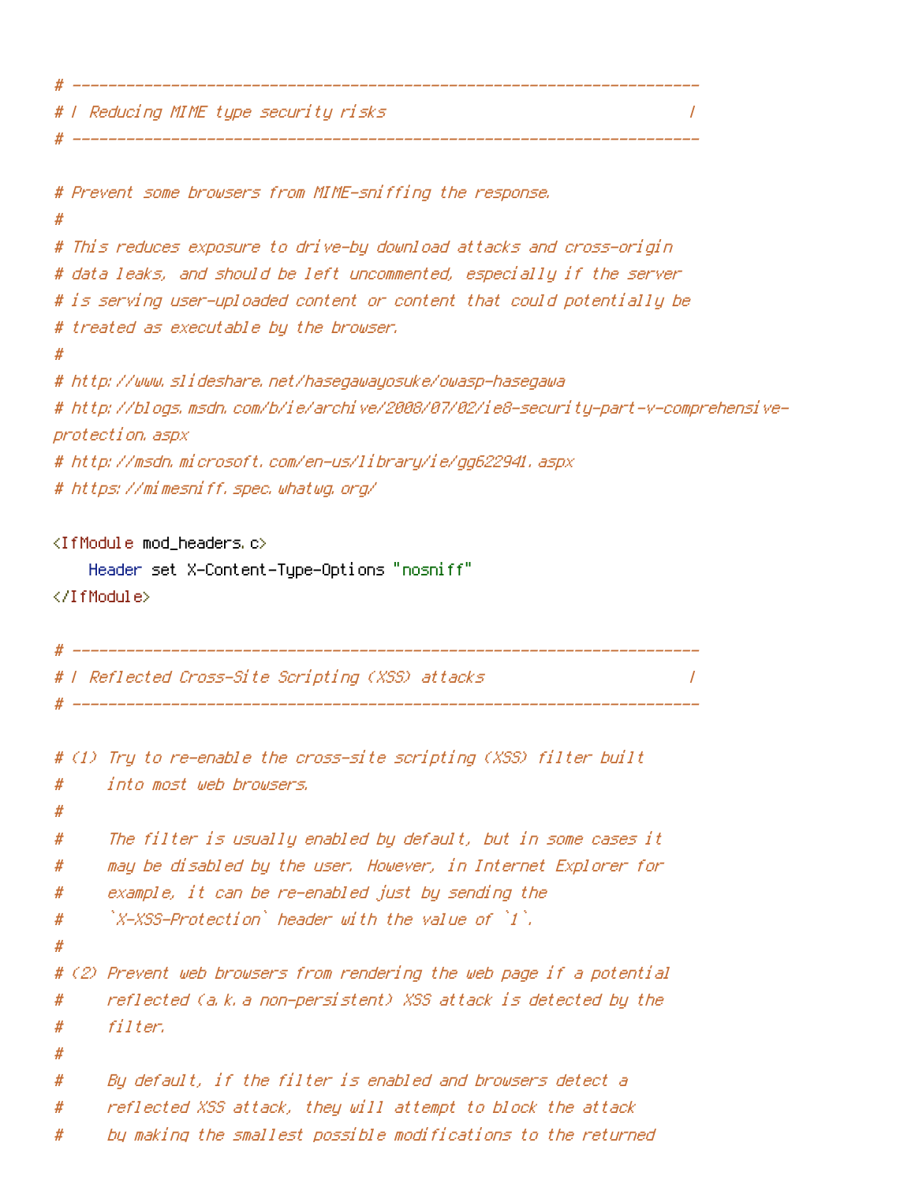```
# ----------------------------------------------------------------------
# | Reducing MIME type security risks                                  |
# ----------------------------------------------------------------------

# Prevent some browsers from MIME-sniffing the response.
#
# This reduces exposure to drive-by download attacks and cross-origin
# data leaks, and should be left uncommented, especially if the server
# is serving user-uploaded content or content that could potentially be
# treated as executable by the browser.
#
# http://www.slideshare.net/hasegawayosuke/owasp-hasegawa
# http://blogs.msdn.com/b/ie/archive/2008/07/02/ie8-security-part-v-comprehensive-protection.aspx
# http://msdn.microsoft.com/en-us/library/ie/gg622941.aspx
# https://mimesniff.spec.whatwg.org/

<IfModule mod_headers.c>
    Header set X-Content-Type-Options "nosniff"
</IfModule>

# ----------------------------------------------------------------------
# | Reflected Cross-Site Scripting (XSS) attacks                       |
# ----------------------------------------------------------------------

# (1) Try to re-enable the cross-site scripting (XSS) filter built
#     into most web browsers.
#
#     The filter is usually enabled by default, but in some cases it
#     may be disabled by the user. However, in Internet Explorer for
#     example, it can be re-enabled just by sending the
#     `X-XSS-Protection` header with the value of `1`.
#
# (2) Prevent web browsers from rendering the web page if a potential
#     reflected (a.k.a non-persistent) XSS attack is detected by the
#     filter.
#
#     By default, if the filter is enabled and browsers detect a
#     reflected XSS attack, they will attempt to block the attack
#     by making the smallest possible modifications to the returned
```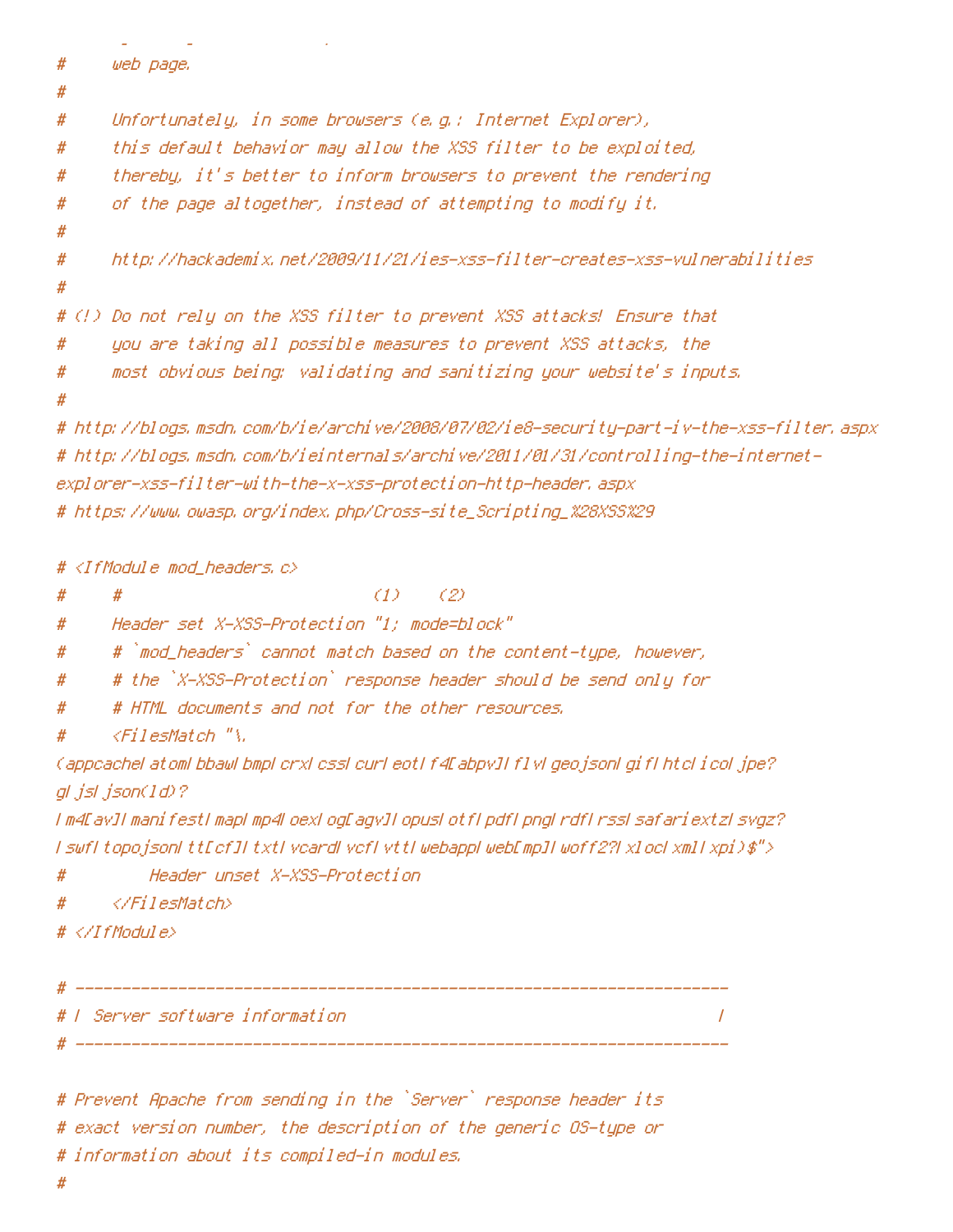```
#     web page.
#
#     Unfortunately, in some browsers (e.g.: Internet Explorer),
#     this default behavior may allow the XSS filter to be exploited,
#     thereby, it's better to inform browsers to prevent the rendering
#     of the page altogether, instead of attempting to modify it.
#
#     http://hackademix.net/2009/11/21/ies-xss-filter-creates-xss-vulnerabilities
#
# (!) Do not rely on the XSS filter to prevent XSS attacks! Ensure that
#     you are taking all possible measures to prevent XSS attacks, the
#     most obvious being: validating and sanitizing your website's inputs.
#
# http://blogs.msdn.com/b/ie/archive/2008/07/02/ie8-security-part-iv-the-xss-filter.aspx
# http://blogs.msdn.com/b/ieinternals/archive/2011/01/31/controlling-the-internet-
explorer-xss-filter-with-the-x-xss-protection-http-header.aspx
# https://www.owasp.org/index.php/Cross-site_Scripting_%28XSS%29

# <IfModule mod_headers.c>
#     #                           (1)    (2)
#     Header set X-XSS-Protection "1; mode=block"
#     # `mod_headers` cannot match based on the content-type, however,
#     # the `X-XSS-Protection` response header should be send only for
#     # HTML documents and not for the other resources.
#     <FilesMatch "\.
(appcache|atom|bbaw|bmp|crx|css|cur|eot|f4[abpv]|flv|geojson|gif|htc|ico|jpe?
g|js|json(ld)?
|m4[av]|manifest|map|mp4|oex|og[agv]|opus|otf|pdf|png|rdf|rss|safariextz|svgz?
|swf|topojson|tt[cf]|txt|vcard|vcf|vtt|webapp|web[mp]|woff2?|xloc|xml|xpi)$">
#         Header unset X-XSS-Protection
#     </FilesMatch>
# </IfModule>

# ----------------------------------------------------------------------
# | Server software information                                        |
# ----------------------------------------------------------------------

# Prevent Apache from sending in the `Server` response header its
# exact version number, the description of the generic OS-type or
# information about its compiled-in modules.
#
```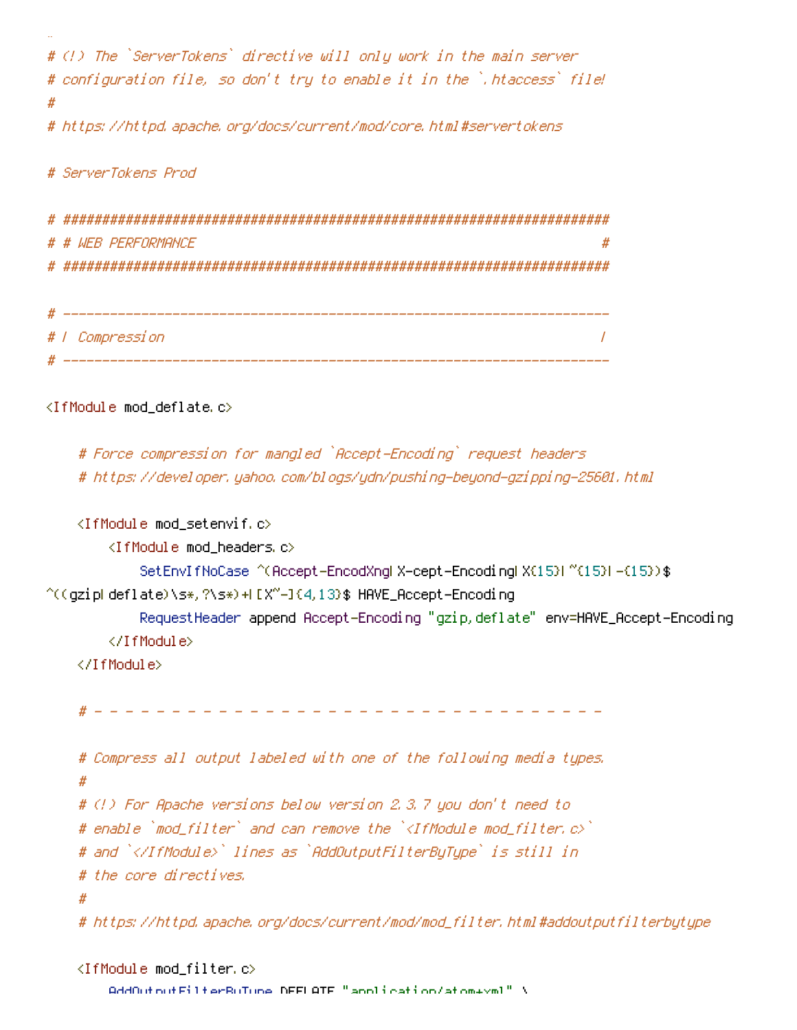```
# (!) The `ServerTokens` directive will only work in the main server
# configuration file, so don't try to enable it in the `.htaccess` file!
#
# https://httpd.apache.org/docs/current/mod/core.html#servertokens

# ServerTokens Prod

# ######################################################################
# # WEB PERFORMANCE                                                    #
# ######################################################################

# ----------------------------------------------------------------------
# | Compression                                                        |
# ----------------------------------------------------------------------

<IfModule mod_deflate.c>

    # Force compression for mangled `Accept-Encoding` request headers
    # https://developer.yahoo.com/blogs/ydn/pushing-beyond-gzipping-25601.html

    <IfModule mod_setenvif.c>
        <IfModule mod_headers.c>
            SetEnvIfNoCase ^(Accept-EncodXng|X-cept-Encoding|X{15}|~{15}|-{15})$
^((gzip|deflate)\s*,?\s*)+|[X~-]{4,13}$ HAVE_Accept-Encoding
            RequestHeader append Accept-Encoding "gzip,deflate" env=HAVE_Accept-Encoding
        </IfModule>
    </IfModule>

    # - - - - - - - - - - - - - - - - - - - - - - - - - - - - - - - - - - -

    # Compress all output labeled with one of the following media types.
    #
    # (!) For Apache versions below version 2.3.7 you don't need to
    # enable `mod_filter` and can remove the `<IfModule mod_filter.c>`
    # and `</IfModule>` lines as `AddOutputFilterByType` is still in
    # the core directives.
    #
    # https://httpd.apache.org/docs/current/mod/mod_filter.html#addoutputfilterbytype

    <IfModule mod_filter.c>
        AddOutputFilterByType DEFLATE "application/atom+xml" \
```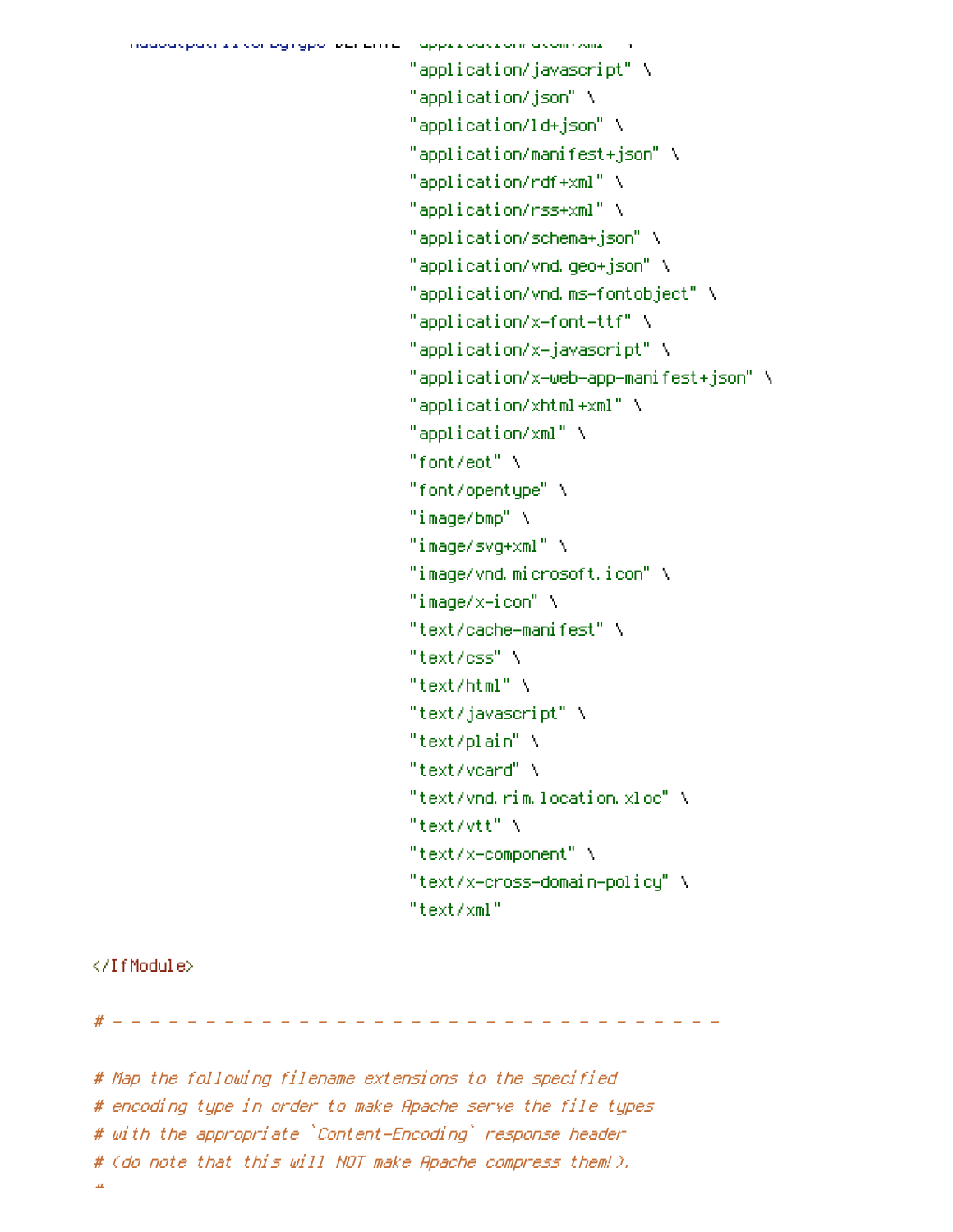```
    AddOutputFilterByType DEFLATE "application/atom+xml" \
                                  "application/javascript" \
                                  "application/json" \
                                  "application/ld+json" \
                                  "application/manifest+json" \
                                  "application/rdf+xml" \
                                  "application/rss+xml" \
                                  "application/schema+json" \
                                  "application/vnd.geo+json" \
                                  "application/vnd.ms-fontobject" \
                                  "application/x-font-ttf" \
                                  "application/x-javascript" \
                                  "application/x-web-app-manifest+json" \
                                  "application/xhtml+xml" \
                                  "application/xml" \
                                  "font/eot" \
                                  "font/opentype" \
                                  "image/bmp" \
                                  "image/svg+xml" \
                                  "image/vnd.microsoft.icon" \
                                  "image/x-icon" \
                                  "text/cache-manifest" \
                                  "text/css" \
                                  "text/html" \
                                  "text/javascript" \
                                  "text/plain" \
                                  "text/vcard" \
                                  "text/vnd.rim.location.xloc" \
                                  "text/vtt" \
                                  "text/x-component" \
                                  "text/x-cross-domain-policy" \
                                  "text/xml"

</IfModule>

# - - - - - - - - - - - - - - - - - - - - - - - - - - - - - - - - -

# Map the following filename extensions to the specified
# encoding type in order to make Apache serve the file types
# with the appropriate `Content-Encoding` response header
# (do note that this will NOT make Apache compress them!).
#
```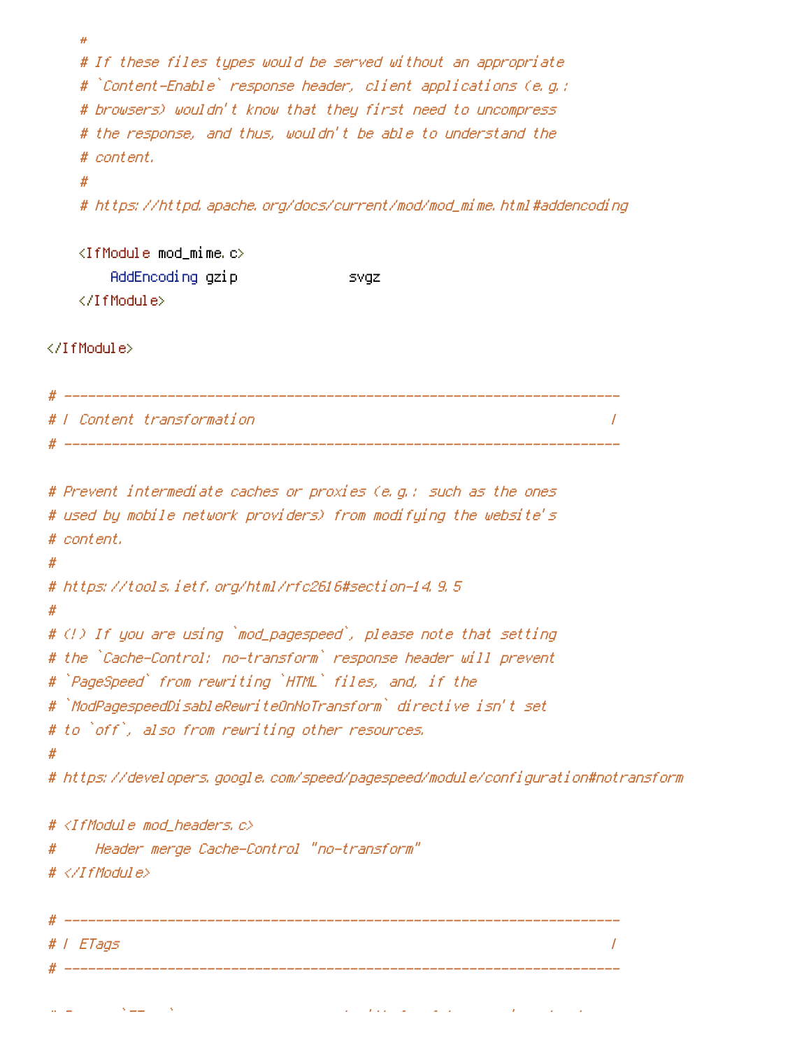```
    #
    # If these files types would be served without an appropriate
    # `Content-Enable` response header, client applications (e.g.:
    # browsers) wouldn't know that they first need to uncompress
    # the response, and thus, wouldn't be able to understand the
    # content.
    #
    # https://httpd.apache.org/docs/current/mod/mod_mime.html#addencoding

    <IfModule mod_mime.c>
        AddEncoding gzip              svgz
    </IfModule>

</IfModule>

# ----------------------------------------------------------------------
# | Content transformation                                             |
# ----------------------------------------------------------------------

# Prevent intermediate caches or proxies (e.g.: such as the ones
# used by mobile network providers) from modifying the website's
# content.
#
# https://tools.ietf.org/html/rfc2616#section-14.9.5
#
# (!) If you are using `mod_pagespeed`, please note that setting
# the `Cache-Control: no-transform` response header will prevent
# `PageSpeed` from rewriting `HTML` files, and, if the
# `ModPagespeedDisableRewriteOnNoTransform` directive isn't set
# to `off`, also from rewriting other resources.
#
# https://developers.google.com/speed/pagespeed/module/configuration#notransform

# <IfModule mod_headers.c>
#     Header merge Cache-Control "no-transform"
# </IfModule>

# ----------------------------------------------------------------------
# | ETags                                                              |
# ----------------------------------------------------------------------
```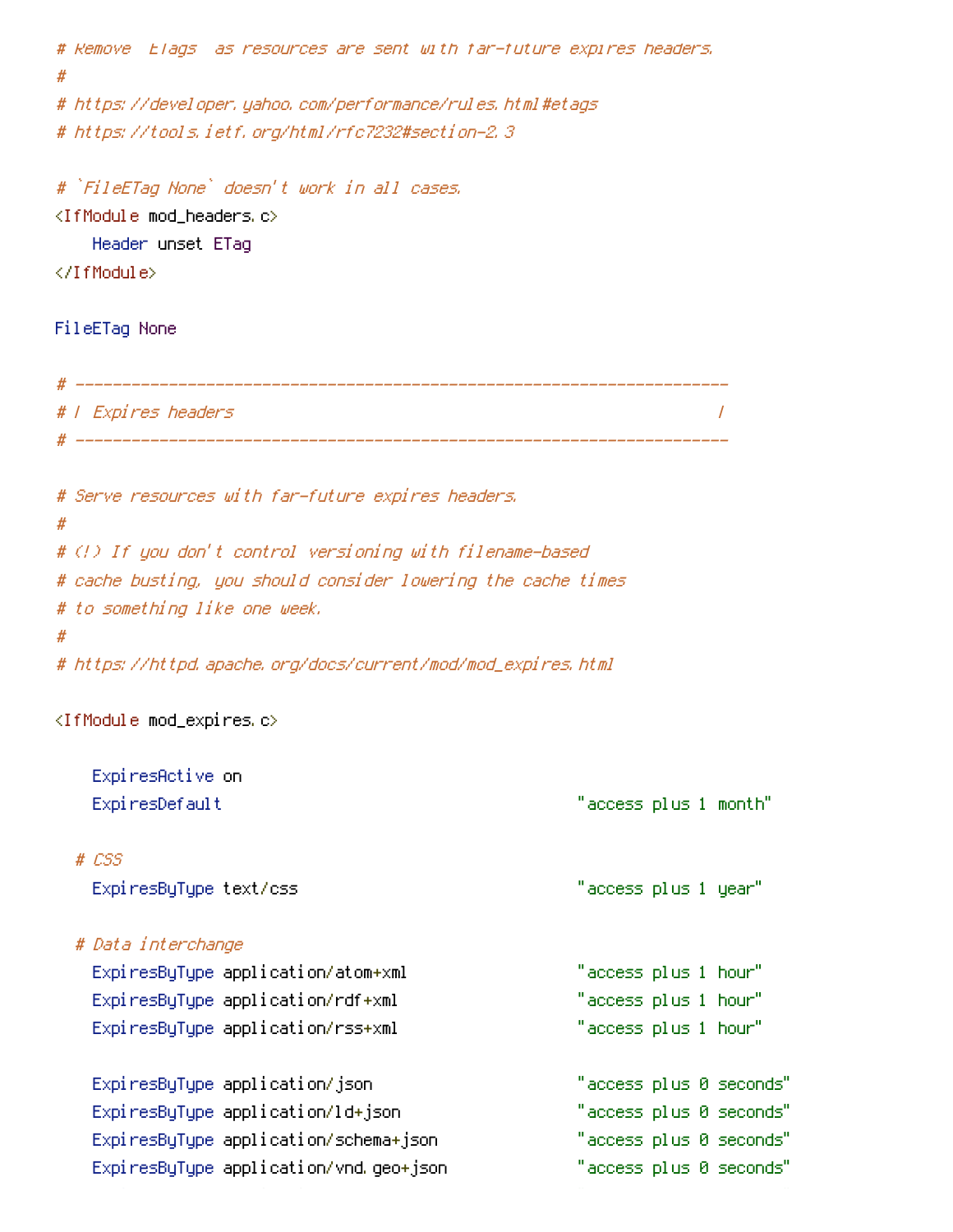```
# Remove `ETags` as resources are sent with far-future expires headers.
#
# https://developer.yahoo.com/performance/rules.html#etags
# https://tools.ietf.org/html/rfc7232#section-2.3

# `FileETag None` doesn't work in all cases.
<IfModule mod_headers.c>
    Header unset ETag
</IfModule>

FileETag None

# ----------------------------------------------------------------------
# | Expires headers                                                    |
# ----------------------------------------------------------------------

# Serve resources with far-future expires headers.
#
# (!) If you don't control versioning with filename-based
# cache busting, you should consider lowering the cache times
# to something like one week.
#
# https://httpd.apache.org/docs/current/mod/mod_expires.html

<IfModule mod_expires.c>

    ExpiresActive on
    ExpiresDefault                                      "access plus 1 month"

  # CSS
    ExpiresByType text/css                              "access plus 1 year"

  # Data interchange
    ExpiresByType application/atom+xml                  "access plus 1 hour"
    ExpiresByType application/rdf+xml                   "access plus 1 hour"
    ExpiresByType application/rss+xml                   "access plus 1 hour"

    ExpiresByType application/json                      "access plus 0 seconds"
    ExpiresByType application/ld+json                   "access plus 0 seconds"
    ExpiresByType application/schema+json               "access plus 0 seconds"
    ExpiresByType application/vnd.geo+json              "access plus 0 seconds"
```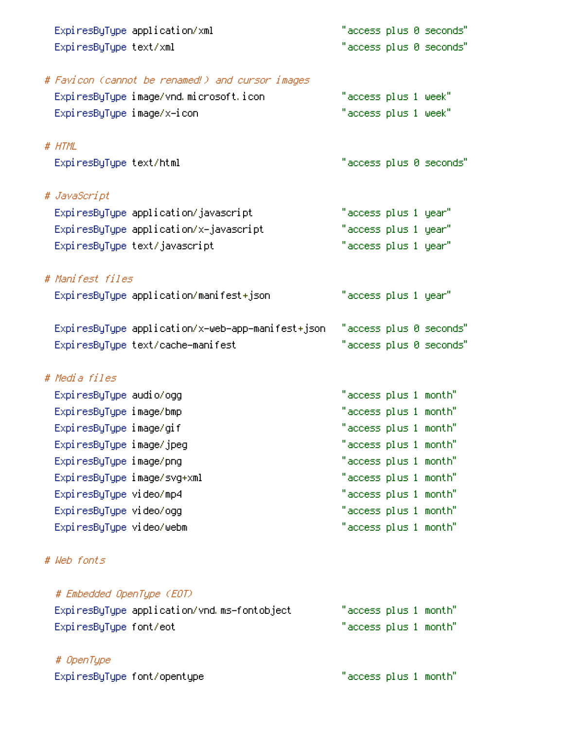```
    ExpiresByType application/xml                       "access plus 0 seconds"
    ExpiresByType text/xml                              "access plus 0 seconds"

  # Favicon (cannot be renamed!) and cursor images
    ExpiresByType image/vnd.microsoft.icon              "access plus 1 week"
    ExpiresByType image/x-icon                          "access plus 1 week"

  # HTML
    ExpiresByType text/html                             "access plus 0 seconds"

  # JavaScript
    ExpiresByType application/javascript                "access plus 1 year"
    ExpiresByType application/x-javascript              "access plus 1 year"
    ExpiresByType text/javascript                       "access plus 1 year"

  # Manifest files
    ExpiresByType application/manifest+json             "access plus 1 year"

    ExpiresByType application/x-web-app-manifest+json   "access plus 0 seconds"
    ExpiresByType text/cache-manifest                   "access plus 0 seconds"

  # Media files
    ExpiresByType audio/ogg                             "access plus 1 month"
    ExpiresByType image/bmp                             "access plus 1 month"
    ExpiresByType image/gif                             "access plus 1 month"
    ExpiresByType image/jpeg                            "access plus 1 month"
    ExpiresByType image/png                             "access plus 1 month"
    ExpiresByType image/svg+xml                         "access plus 1 month"
    ExpiresByType video/mp4                             "access plus 1 month"
    ExpiresByType video/ogg                             "access plus 1 month"
    ExpiresByType video/webm                            "access plus 1 month"

  # Web fonts

    # Embedded OpenType (EOT)
    ExpiresByType application/vnd.ms-fontobject         "access plus 1 month"
    ExpiresByType font/eot                              "access plus 1 month"

    # OpenType
    ExpiresByType font/opentype                         "access plus 1 month"
```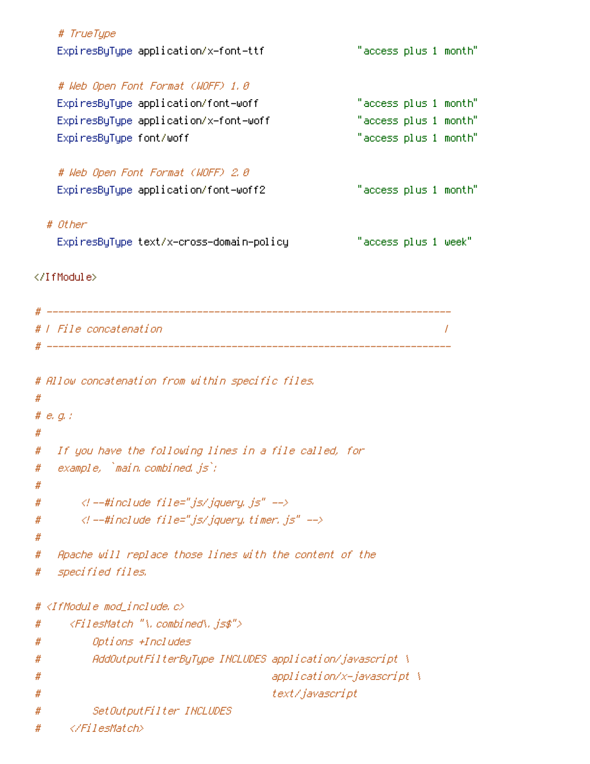```
    # TrueType
    ExpiresByType application/x-font-ttf                "access plus 1 month"

    # Web Open Font Format (WOFF) 1.0
    ExpiresByType application/font-woff                 "access plus 1 month"
    ExpiresByType application/x-font-woff               "access plus 1 month"
    ExpiresByType font/woff                             "access plus 1 month"

    # Web Open Font Format (WOFF) 2.0
    ExpiresByType application/font-woff2                "access plus 1 month"

  # Other
    ExpiresByType text/x-cross-domain-policy            "access plus 1 week"

</IfModule>

# ----------------------------------------------------------------------
# | File concatenation                                                 |
# ----------------------------------------------------------------------

# Allow concatenation from within specific files.
#
# e.g.:
#
#   If you have the following lines in a file called, for
#   example, `main.combined.js`:
#
#       <!--#include file="js/jquery.js" -->
#       <!--#include file="js/jquery.timer.js" -->
#
#   Apache will replace those lines with the content of the
#   specified files.

# <IfModule mod_include.c>
#     <FilesMatch "\.combined\.js$">
#         Options +Includes
#         AddOutputFilterByType INCLUDES application/javascript \
#                                        application/x-javascript \
#                                        text/javascript
#         SetOutputFilter INCLUDES
#     </FilesMatch>
```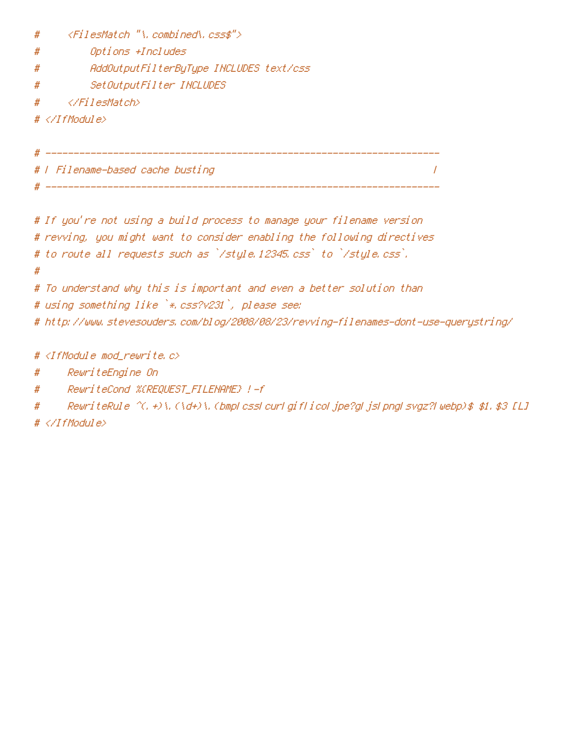```
#     <FilesMatch "\.combined\.css$">
#         Options +Includes
#         AddOutputFilterByType INCLUDES text/css
#         SetOutputFilter INCLUDES
#     </FilesMatch>
# </IfModule>

# ----------------------------------------------------------------------
# | Filename-based cache busting                                       |
# ----------------------------------------------------------------------

# If you're not using a build process to manage your filename version
# revving, you might want to consider enabling the following directives
# to route all requests such as `/style.12345.css` to `/style.css`.
#
# To understand why this is important and even a better solution than
# using something like `*.css?v231`, please see:
# http://www.stevesouders.com/blog/2008/08/23/revving-filenames-dont-use-querystring/

# <IfModule mod_rewrite.c>
#     RewriteEngine On
#     RewriteCond %{REQUEST_FILENAME} !-f
#     RewriteRule ^(.+)\.(\d+)\.(bmp|css|cur|gif|ico|jpe?g|js|png|svgz?|webp)$ $1.$3 [L]
# </IfModule>
```